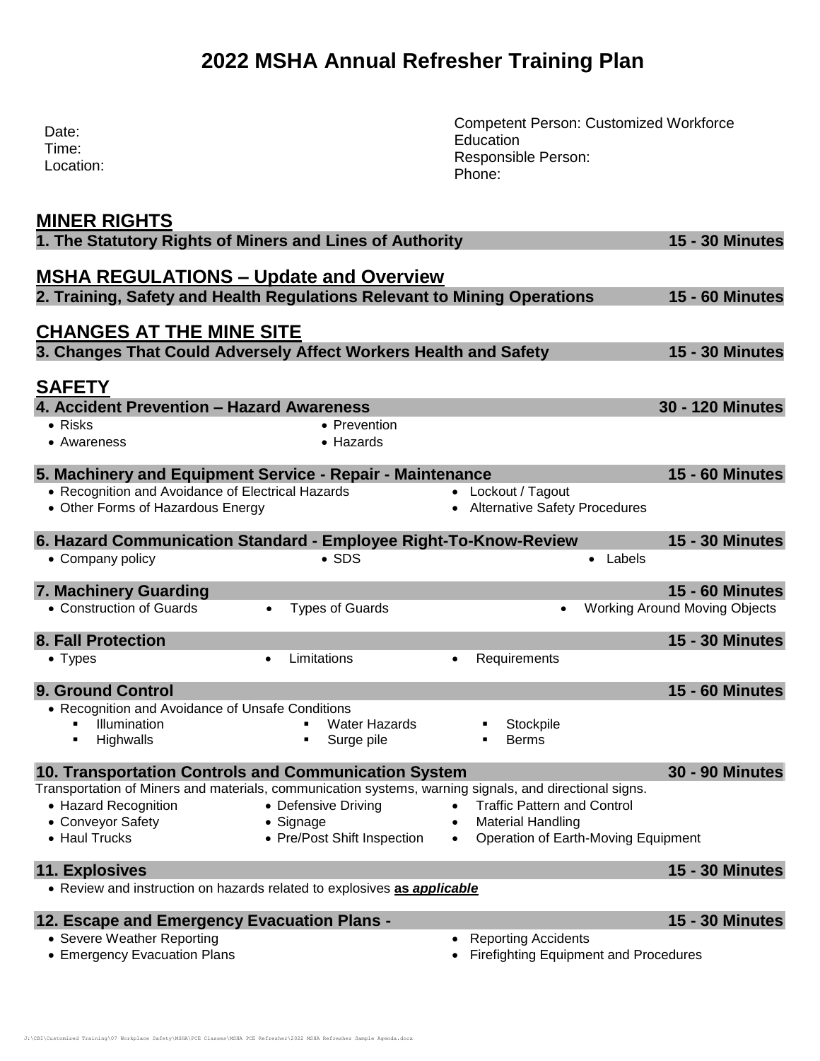# 2022 MSHA Annual Refresher Training Plan

Date:
Time:
Location:

Competent Person: Customized Workforce Education
Responsible Person:
Phone:

## MINER RIGHTS

**1. The Statutory Rights of Miners and Lines of Authority** — **15 - 30 Minutes**

## MSHA REGULATIONS – Update and Overview

**2. Training, Safety and Health Regulations Relevant to Mining Operations** — **15 - 60 Minutes**

## CHANGES AT THE MINE SITE

**3. Changes That Could Adversely Affect Workers Health and Safety** — **15 - 30 Minutes**

## SAFETY

**4. Accident Prevention – Hazard Awareness** — **30 - 120 Minutes**

- Risks
- Prevention
- Awareness
- Hazards

**5. Machinery and Equipment Service - Repair - Maintenance** — **15 - 60 Minutes**

- Recognition and Avoidance of Electrical Hazards
- Lockout / Tagout
- Other Forms of Hazardous Energy
- Alternative Safety Procedures

**6. Hazard Communication Standard - Employee Right-To-Know-Review** — **15 - 30 Minutes**

- Company policy
- SDS
- Labels

**7. Machinery Guarding** — **15 - 60 Minutes**

- Construction of Guards
- Types of Guards
- Working Around Moving Objects

**8. Fall Protection** — **15 - 30 Minutes**

- Types
- Limitations
- Requirements

**9. Ground Control** — **15 - 60 Minutes**

- Recognition and Avoidance of Unsafe Conditions
  - Illumination
  - Water Hazards
  - Stockpile
  - Highwalls
  - Surge pile
  - Berms

**10. Transportation Controls and Communication System** — **30 - 90 Minutes**

Transportation of Miners and materials, communication systems, warning signals, and directional signs.

- Hazard Recognition
- Defensive Driving
- Traffic Pattern and Control
- Conveyor Safety
- Signage
- Material Handling
- Haul Trucks
- Pre/Post Shift Inspection
- Operation of Earth-Moving Equipment

**11. Explosives** — **15 - 30 Minutes**

- Review and instruction on hazards related to explosives ***as applicable***

**12. Escape and Emergency Evacuation Plans -** — **15 - 30 Minutes**

- Severe Weather Reporting
- Reporting Accidents
- Emergency Evacuation Plans
- Firefighting Equipment and Procedures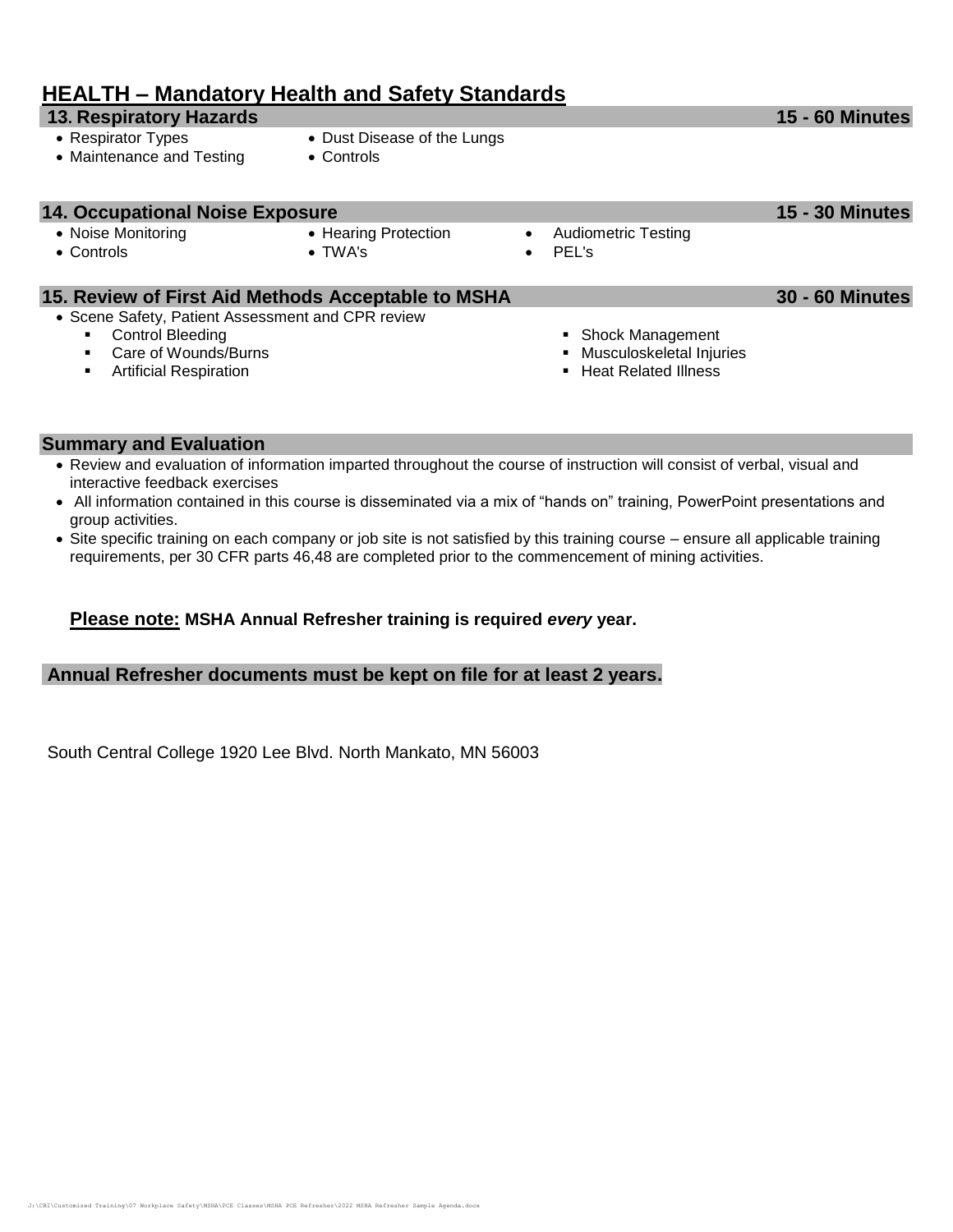## HEALTH – Mandatory Health and Safety Standards

### 13. Respiratory Hazards — 15 - 60 Minutes

- Respirator Types
- Maintenance and Testing
- Dust Disease of the Lungs
- Controls

### 14. Occupational Noise Exposure — 15 - 30 Minutes

- Noise Monitoring
- Controls
- Hearing Protection
- TWA's
- Audiometric Testing
- PEL's

### 15. Review of First Aid Methods Acceptable to MSHA — 30 - 60 Minutes

- Scene Safety, Patient Assessment and CPR review
  - Control Bleeding
  - Care of Wounds/Burns
  - Artificial Respiration
  - Shock Management
  - Musculoskeletal Injuries
  - Heat Related Illness

### Summary and Evaluation

- Review and evaluation of information imparted throughout the course of instruction will consist of verbal, visual and interactive feedback exercises
- All information contained in this course is disseminated via a mix of "hands on" training, PowerPoint presentations and group activities.
- Site specific training on each company or job site is not satisfied by this training course – ensure all applicable training requirements, per 30 CFR parts 46,48 are completed prior to the commencement of mining activities.

**Please note: MSHA Annual Refresher training is required *every* year.**

**Annual Refresher documents must be kept on file for at least 2 years.**

South Central College 1920 Lee Blvd. North Mankato, MN 56003